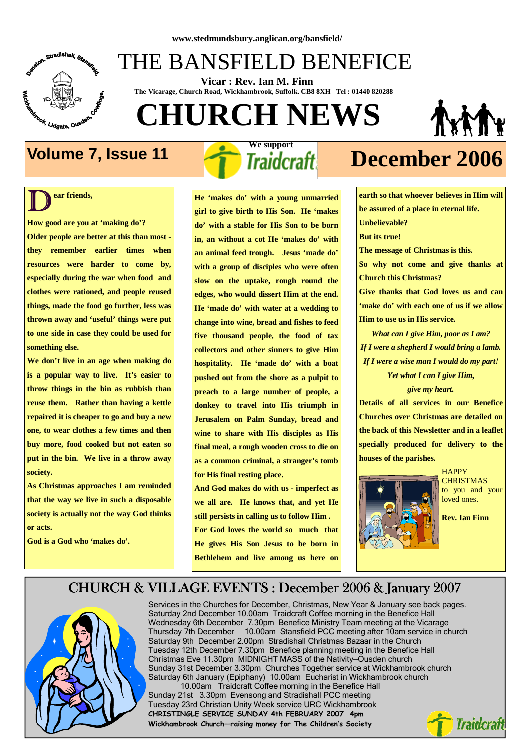www.stedmundsbury.anglican.org/bansfield/

# THE BANSFIELD BENEFICE

**Vicar : Rev. Ian M. Finn**

**The Vicarage, Church Road, Wickhambrook, Suffolk. CB8 8XH Tel : 01440 820288**

# CHURCH NEWS

**Volume 7, Issue 11** — **We support Traidcraft** — **December 2006**

**Dear friends,**

**How good are you at 'making do'?**

**Older people are better at this than most - they remember earlier times when resources were harder to come by, especially during the war when food and clothes were rationed, and people reused things, made the food go further, less was thrown away and 'useful' things were put to one side in case they could be used for something else.**

**We don't live in an age when making do is a popular way to live. It's easier to throw things in the bin as rubbish than reuse them. Rather than having a kettle repaired it is cheaper to go and buy a new one, to wear clothes a few times and then buy more, food cooked but not eaten so put in the bin. We live in a throw away society.**

**As Christmas approaches I am reminded that the way we live in such a disposable society is actually not the way God thinks or acts.**

**God is a God who 'makes do'.**

**He 'makes do' with a young unmarried girl to give birth to His Son. He 'makes do' with a stable for His Son to be born in, an without a cot He 'makes do' with an animal feed trough. Jesus 'made do' with a group of disciples who were often slow on the uptake, rough round the edges, who would dissert Him at the end. He 'made do' with water at a wedding to change into wine, bread and fishes to feed five thousand people, the food of tax collectors and other sinners to give Him hospitality. He 'made do' with a boat pushed out from the shore as a pulpit to preach to a large number of people, a donkey to travel into His triumph in Jerusalem on Palm Sunday, bread and wine to share with His disciples as His final meal, a rough wooden cross to die on as a common criminal, a stranger's tomb for His final resting place.**

**And God makes do with us - imperfect as we all are. He knows that, and yet He still persists in calling us to follow Him .**

**For God loves the world so much that He gives His Son Jesus to be born in Bethlehem and live among us here on earth so that whoever believes in Him will be assured of a place in eternal life.**

**Unbelievable?**

**But its true!**

**The message of Christmas is this.**

**So why not come and give thanks at Church this Christmas?**

**Give thanks that God loves us and can 'make do' with each one of us if we allow Him to use us in His service.**

***What can I give Him, poor as I am?***
***If I were a shepherd I would bring a lamb.***
***If I were a wise man I would do my part!***
***Yet what I can I give Him,***
***give my heart.***

**Details of all services in our Benefice Churches over Christmas are detailed on the back of this Newsletter and in a leaflet specially produced for delivery to the houses of the parishes.**

HAPPY CHRISTMAS to you and your loved ones.

**Rev. Ian Finn**

## CHURCH & VILLAGE EVENTS : December 2006 & January 2007

Services in the Churches for December, Christmas, New Year & January see back pages.
Saturday 2nd December 10.00am Traidcraft Coffee morning in the Benefice Hall
Wednesday 6th December 7.30pm Benefice Ministry Team meeting at the Vicarage
Thursday 7th December 10.00am Stansfield PCC meeting after 10am service in church
Saturday 9th December 2.00pm Stradishall Christmas Bazaar in the Church
Tuesday 12th December 7.30pm Benefice planning meeting in the Benefice Hall
Christmas Eve 11.30pm MIDNIGHT MASS of the Nativity—Ousden church
Sunday 31st December 3.30pm Churches Together service at Wickhambrook church
Saturday 6th January (Epiphany) 10.00am Eucharist in Wickhambrook church
10.00am Traidcraft Coffee morning in the Benefice Hall
Sunday 21st 3.30pm Evensong and Stradishall PCC meeting
Tuesday 23rd Christian Unity Week service URC Wickhambrook
**CHRISTINGLE SERVICE SUNDAY 4th FEBRUARY 2007 4pm**
**Wickhambrook Church—raising money for The Children's Society**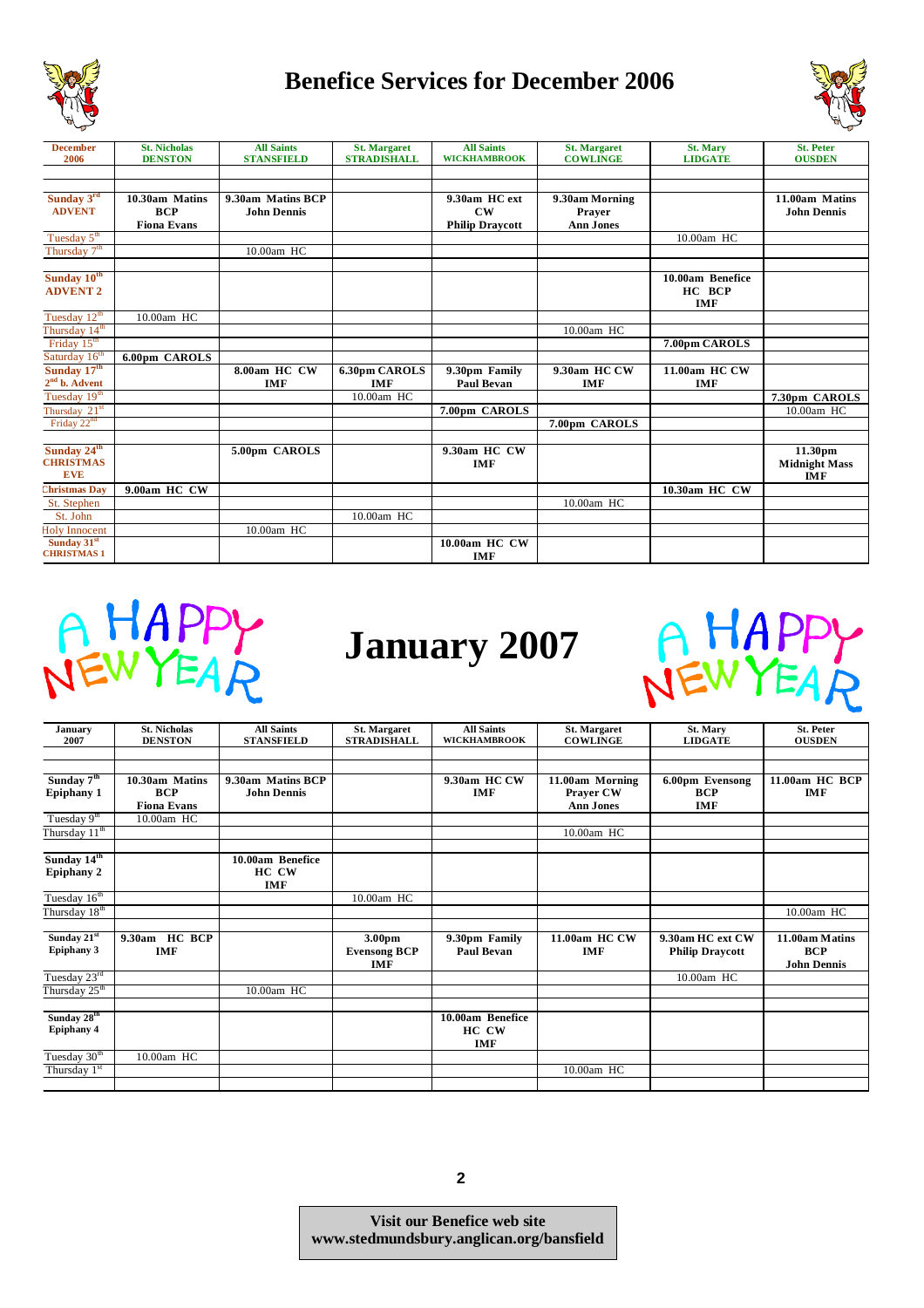# Benefice Services for December 2006

| December 2006 | St. Nicholas DENSTON | All Saints STANSFIELD | St. Margaret STRADISHALL | All Saints WICKHAMBROOK | St. Margaret COWLINGE | St. Mary LIDGATE | St. Peter OUSDEN |
|---|---|---|---|---|---|---|---|
| | | | | | | | |
| **Sunday 3rd ADVENT** | **10.30am Matins BCP Fiona Evans** | **9.30am Matins BCP John Dennis** | | **9.30am HC ext CW Philip Draycott** | **9.30am Morning Prayer Ann Jones** | | **11.00am Matins John Dennis** |
| Tuesday 5th | | | | | | 10.00am HC | |
| Thursday 7th | | 10.00am HC | | | | | |
| | | | | | | | |
| **Sunday 10th ADVENT 2** | | | | | | **10.00am Benefice HC BCP IMF** | |
| Tuesday 12th | 10.00am HC | | | | | | |
| Thursday 14th | | | | | 10.00am HC | | |
| Friday 15th | | | | | | **7.00pm CAROLS** | |
| Saturday 16th | **6.00pm CAROLS** | | | | | | |
| **Sunday 17th 2nd b. Advent** | | **8.00am HC CW IMF** | **6.30pm CAROLS IMF** | **9.30pm Family Paul Bevan** | **9.30am HC CW IMF** | **11.00am HC CW IMF** | |
| Tuesday 19th | | | 10.00am HC | | | | **7.30pm CAROLS** |
| Thursday 21st | | | | **7.00pm CAROLS** | | | 10.00am HC |
| Friday 22nd | | | | | **7.00pm CAROLS** | | |
| | | | | | | | |
| **Sunday 24th CHRISTMAS EVE** | | **5.00pm CAROLS** | | **9.30am HC CW IMF** | | | **11.30pm Midnight Mass IMF** |
| Christmas Day | **9.00am HC CW** | | | | | **10.30am HC CW** | |
| St. Stephen | | | | | 10.00am HC | | |
| St. John | | | 10.00am HC | | | | |
| Holy Innocent | | 10.00am HC | | | | | |
| **Sunday 31st CHRISTMAS 1** | | | | **10.00am HC CW IMF** | | | |

# January 2007

A HAPPY NEW YEAR

| January 2007 | St. Nicholas DENSTON | All Saints STANSFIELD | St. Margaret STRADISHALL | All Saints WICKHAMBROOK | St. Margaret COWLINGE | St. Mary LIDGATE | St. Peter OUSDEN |
|---|---|---|---|---|---|---|---|
| | | | | | | | |
| **Sunday 7th Epiphany 1** | **10.30am Matins BCP Fiona Evans** | **9.30am Matins BCP John Dennis** | | **9.30am HC CW IMF** | **11.00am Morning Prayer CW Ann Jones** | **6.00pm Evensong BCP IMF** | **11.00am HC BCP IMF** |
| Tuesday 9th | 10.00am HC | | | | | | |
| Thursday 11th | | | | | 10.00am HC | | |
| | | | | | | | |
| **Sunday 14th Epiphany 2** | | **10.00am Benefice HC CW IMF** | | | | | |
| Tuesday 16th | | | 10.00am HC | | | | |
| Thursday 18th | | | | | | | 10.00am HC |
| | | | | | | | |
| **Sunday 21st Epiphany 3** | **9.30am HC BCP IMF** | | **3.00pm Evensong BCP IMF** | **9.30pm Family Paul Bevan** | **11.00am HC CW IMF** | **9.30am HC ext CW Philip Draycott** | **11.00am Matins BCP John Dennis** |
| Tuesday 23rd | | | | | | 10.00am HC | |
| Thursday 25th | | 10.00am HC | | | | | |
| | | | | | | | |
| **Sunday 28th Epiphany 4** | | | | **10.00am Benefice HC CW IMF** | | | |
| Tuesday 30th | 10.00am HC | | | | | | |
| Thursday 1st | | | | | 10.00am HC | | |
| | | | | | | | |

**Visit our Benefice web site**
**www.stedmundsbury.anglican.org/bansfield**